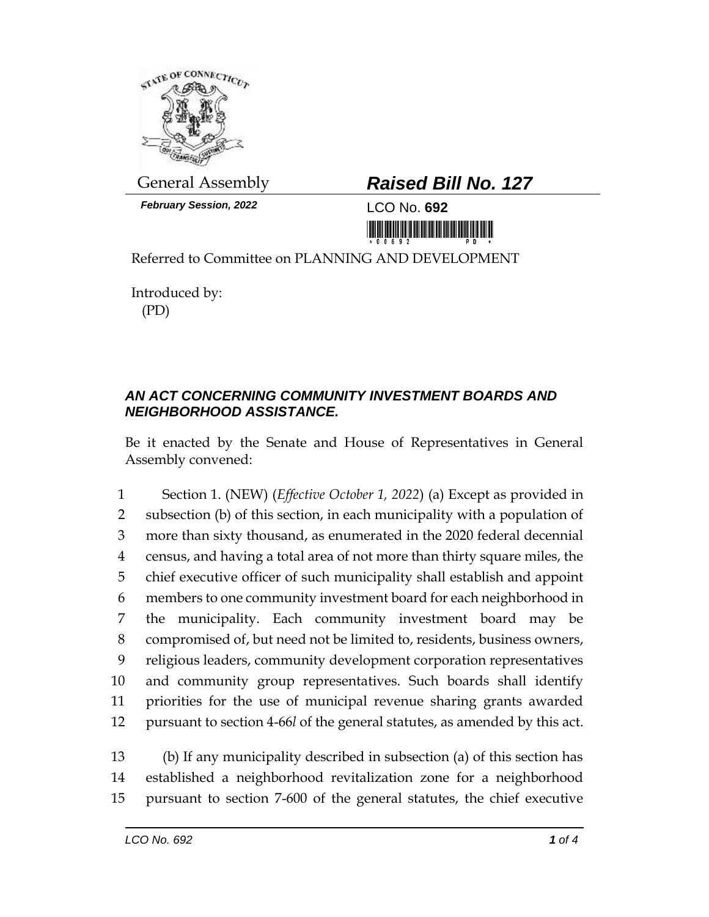General Assembly

***Raised Bill No. 127***

***February Session, 2022***

LCO No. **692**

Referred to Committee on PLANNING AND DEVELOPMENT

Introduced by:
(PD)

### *AN ACT CONCERNING COMMUNITY INVESTMENT BOARDS AND NEIGHBORHOOD ASSISTANCE.*

Be it enacted by the Senate and House of Representatives in General Assembly convened:

1 Section 1. (NEW) (*Effective October 1, 2022*) (a) Except as provided in
2 subsection (b) of this section, in each municipality with a population of
3 more than sixty thousand, as enumerated in the 2020 federal decennial
4 census, and having a total area of not more than thirty square miles, the
5 chief executive officer of such municipality shall establish and appoint
6 members to one community investment board for each neighborhood in
7 the municipality. Each community investment board may be
8 compromised of, but need not be limited to, residents, business owners,
9 religious leaders, community development corporation representatives
10 and community group representatives. Such boards shall identify
11 priorities for the use of municipal revenue sharing grants awarded
12 pursuant to section 4-66*l* of the general statutes, as amended by this act.

13 (b) If any municipality described in subsection (a) of this section has
14 established a neighborhood revitalization zone for a neighborhood
15 pursuant to section 7-600 of the general statutes, the chief executive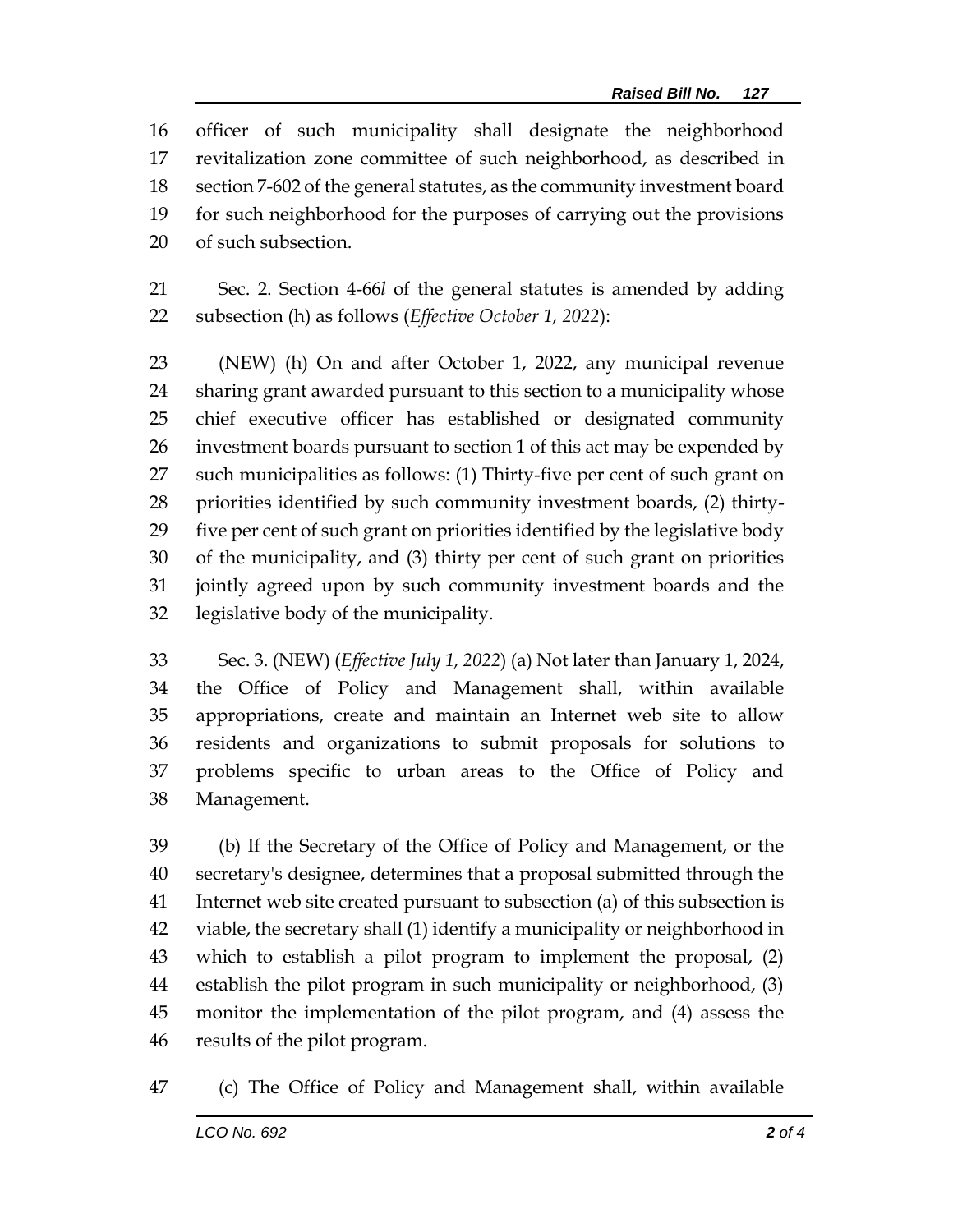officer of such municipality shall designate the neighborhood revitalization zone committee of such neighborhood, as described in section 7-602 of the general statutes, as the community investment board for such neighborhood for the purposes of carrying out the provisions of such subsection.

Sec. 2. Section 4-66*l* of the general statutes is amended by adding subsection (h) as follows (*Effective October 1, 2022*):

(NEW) (h) On and after October 1, 2022, any municipal revenue sharing grant awarded pursuant to this section to a municipality whose chief executive officer has established or designated community investment boards pursuant to section 1 of this act may be expended by such municipalities as follows: (1) Thirty-five per cent of such grant on priorities identified by such community investment boards, (2) thirty-five per cent of such grant on priorities identified by the legislative body of the municipality, and (3) thirty per cent of such grant on priorities jointly agreed upon by such community investment boards and the legislative body of the municipality.

Sec. 3. (NEW) (*Effective July 1, 2022*) (a) Not later than January 1, 2024, the Office of Policy and Management shall, within available appropriations, create and maintain an Internet web site to allow residents and organizations to submit proposals for solutions to problems specific to urban areas to the Office of Policy and Management.

(b) If the Secretary of the Office of Policy and Management, or the secretary's designee, determines that a proposal submitted through the Internet web site created pursuant to subsection (a) of this subsection is viable, the secretary shall (1) identify a municipality or neighborhood in which to establish a pilot program to implement the proposal, (2) establish the pilot program in such municipality or neighborhood, (3) monitor the implementation of the pilot program, and (4) assess the results of the pilot program.

(c) The Office of Policy and Management shall, within available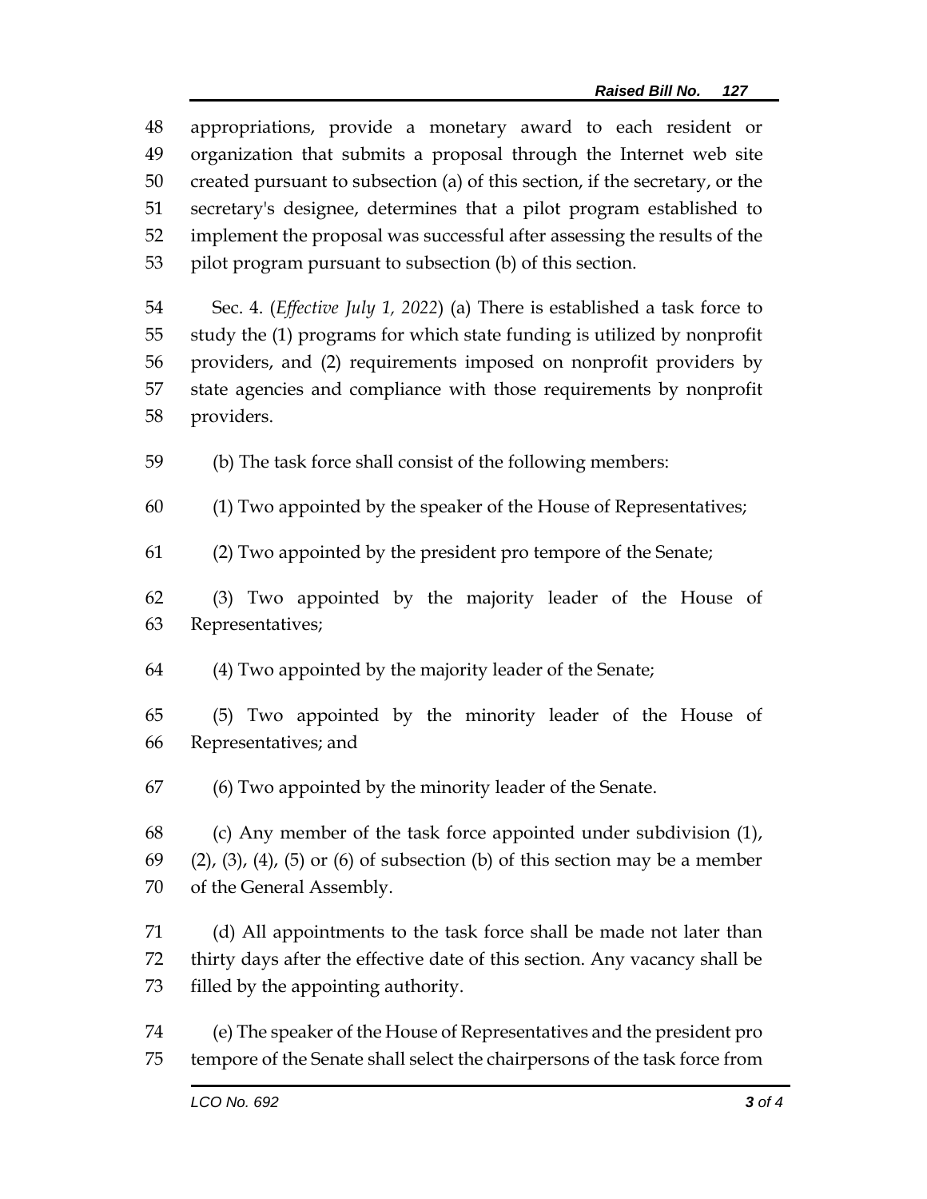appropriations, provide a monetary award to each resident or organization that submits a proposal through the Internet web site created pursuant to subsection (a) of this section, if the secretary, or the secretary's designee, determines that a pilot program established to implement the proposal was successful after assessing the results of the pilot program pursuant to subsection (b) of this section.

Sec. 4. (*Effective July 1, 2022*) (a) There is established a task force to study the (1) programs for which state funding is utilized by nonprofit providers, and (2) requirements imposed on nonprofit providers by state agencies and compliance with those requirements by nonprofit providers.

(b) The task force shall consist of the following members:

(1) Two appointed by the speaker of the House of Representatives;

(2) Two appointed by the president pro tempore of the Senate;

(3) Two appointed by the majority leader of the House of Representatives;

(4) Two appointed by the majority leader of the Senate;

(5) Two appointed by the minority leader of the House of Representatives; and

(6) Two appointed by the minority leader of the Senate.

(c) Any member of the task force appointed under subdivision (1), (2), (3), (4), (5) or (6) of subsection (b) of this section may be a member of the General Assembly.

(d) All appointments to the task force shall be made not later than thirty days after the effective date of this section. Any vacancy shall be filled by the appointing authority.

(e) The speaker of the House of Representatives and the president pro tempore of the Senate shall select the chairpersons of the task force from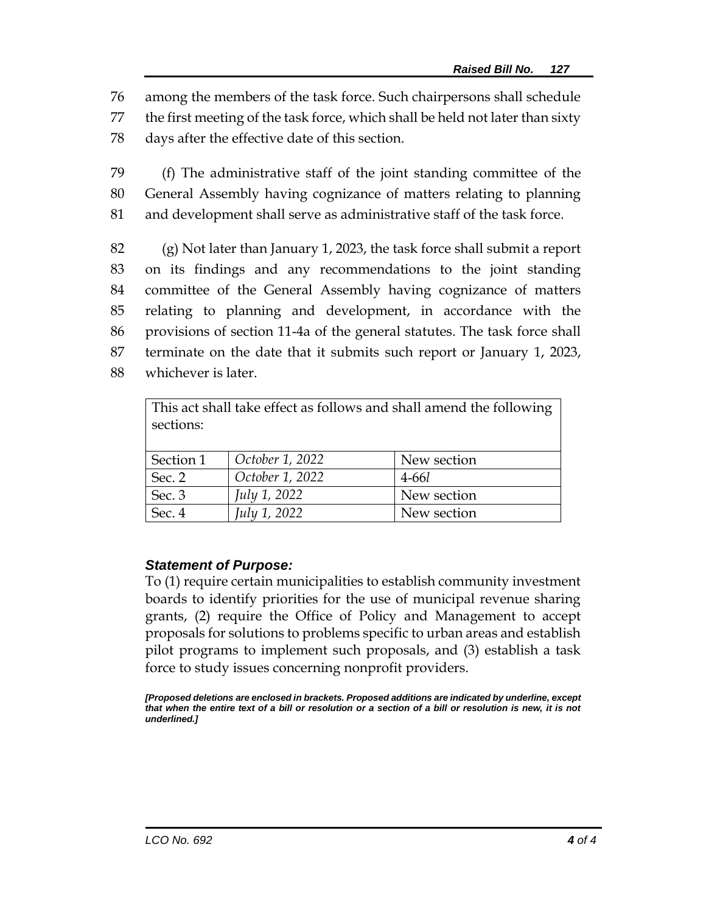76 among the members of the task force. Such chairpersons shall schedule
77 the first meeting of the task force, which shall be held not later than sixty
78 days after the effective date of this section.

79 (f) The administrative staff of the joint standing committee of the
80 General Assembly having cognizance of matters relating to planning
81 and development shall serve as administrative staff of the task force.

82 (g) Not later than January 1, 2023, the task force shall submit a report
83 on its findings and any recommendations to the joint standing
84 committee of the General Assembly having cognizance of matters
85 relating to planning and development, in accordance with the
86 provisions of section 11-4a of the general statutes. The task force shall
87 terminate on the date that it submits such report or January 1, 2023,
88 whichever is later.

| This act shall take effect as follows and shall amend the following sections: | | |
|---|---|---|
| Section 1 | *October 1, 2022* | New section |
| Sec. 2 | *October 1, 2022* | 4-66*l* |
| Sec. 3 | *July 1, 2022* | New section |
| Sec. 4 | *July 1, 2022* | New section |

### *Statement of Purpose:*

To (1) require certain municipalities to establish community investment boards to identify priorities for the use of municipal revenue sharing grants, (2) require the Office of Policy and Management to accept proposals for solutions to problems specific to urban areas and establish pilot programs to implement such proposals, and (3) establish a task force to study issues concerning nonprofit providers.

***[Proposed deletions are enclosed in brackets. Proposed additions are indicated by underline, except that when the entire text of a bill or resolution or a section of a bill or resolution is new, it is not underlined.]***